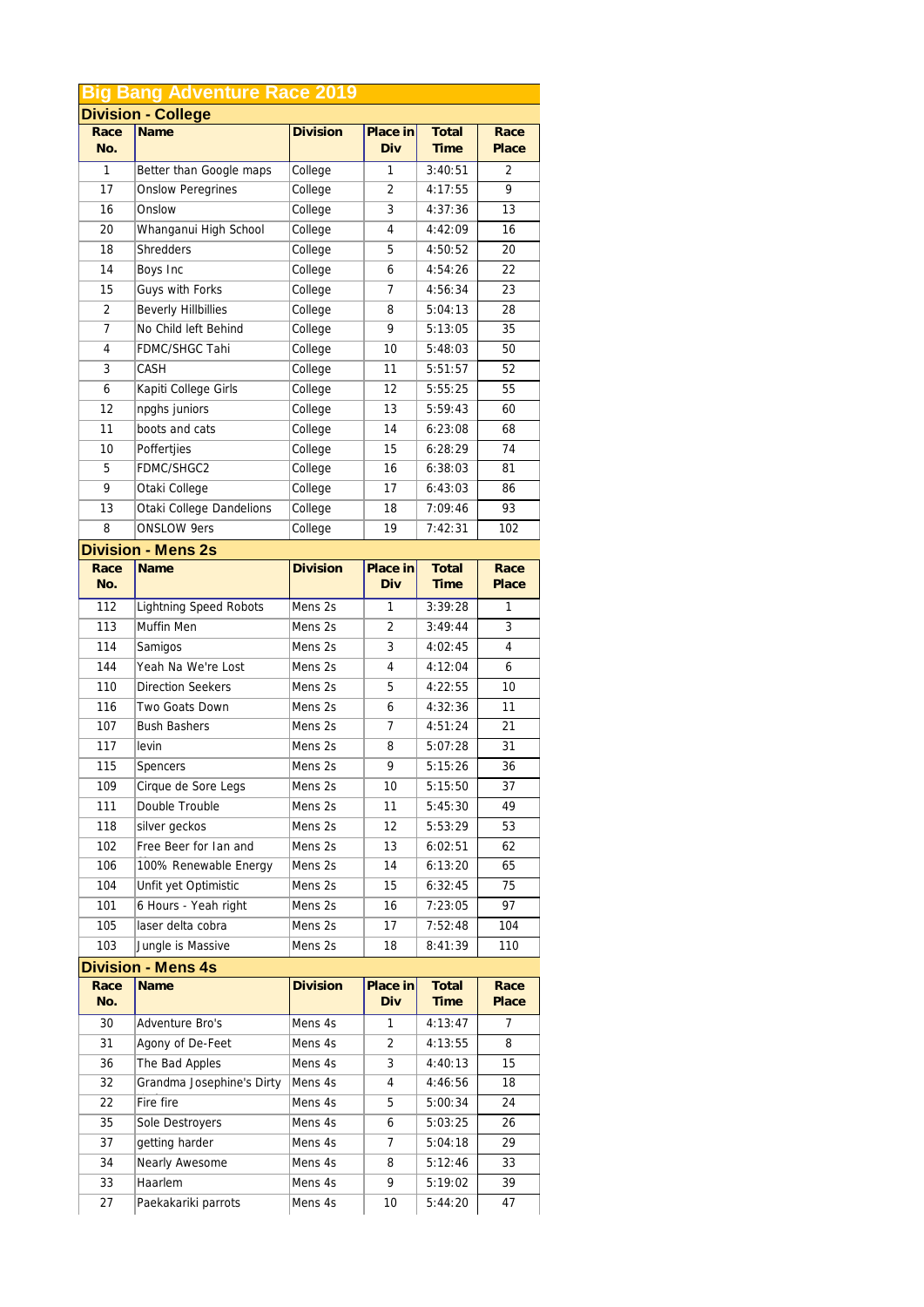# Big Bang Adventure Race 2019

## Division - College

| Race No. | Name | Division | Place in Div | Total Time | Race Place |
|---|---|---|---|---|---|
| 1 | Better than Google maps | College | 1 | 3:40:51 | 2 |
| 17 | Onslow Peregrines | College | 2 | 4:17:55 | 9 |
| 16 | Onslow | College | 3 | 4:37:36 | 13 |
| 20 | Whanganui High School | College | 4 | 4:42:09 | 16 |
| 18 | Shredders | College | 5 | 4:50:52 | 20 |
| 14 | Boys Inc | College | 6 | 4:54:26 | 22 |
| 15 | Guys with Forks | College | 7 | 4:56:34 | 23 |
| 2 | Beverly Hillbillies | College | 8 | 5:04:13 | 28 |
| 7 | No Child left Behind | College | 9 | 5:13:05 | 35 |
| 4 | FDMC/SHGC Tahi | College | 10 | 5:48:03 | 50 |
| 3 | CASH | College | 11 | 5:51:57 | 52 |
| 6 | Kapiti College Girls | College | 12 | 5:55:25 | 55 |
| 12 | npghs juniors | College | 13 | 5:59:43 | 60 |
| 11 | boots and cats | College | 14 | 6:23:08 | 68 |
| 10 | Poffertjies | College | 15 | 6:28:29 | 74 |
| 5 | FDMC/SHGC2 | College | 16 | 6:38:03 | 81 |
| 9 | Otaki College | College | 17 | 6:43:03 | 86 |
| 13 | Otaki College Dandelions | College | 18 | 7:09:46 | 93 |
| 8 | ONSLOW 9ers | College | 19 | 7:42:31 | 102 |

## Division - Mens 2s

| Race No. | Name | Division | Place in Div | Total Time | Race Place |
|---|---|---|---|---|---|
| 112 | Lightning Speed Robots | Mens 2s | 1 | 3:39:28 | 1 |
| 113 | Muffin Men | Mens 2s | 2 | 3:49:44 | 3 |
| 114 | Samigos | Mens 2s | 3 | 4:02:45 | 4 |
| 144 | Yeah Na We're Lost | Mens 2s | 4 | 4:12:04 | 6 |
| 110 | Direction Seekers | Mens 2s | 5 | 4:22:55 | 10 |
| 116 | Two Goats Down | Mens 2s | 6 | 4:32:36 | 11 |
| 107 | Bush Bashers | Mens 2s | 7 | 4:51:24 | 21 |
| 117 | levin | Mens 2s | 8 | 5:07:28 | 31 |
| 115 | Spencers | Mens 2s | 9 | 5:15:26 | 36 |
| 109 | Cirque de Sore Legs | Mens 2s | 10 | 5:15:50 | 37 |
| 111 | Double Trouble | Mens 2s | 11 | 5:45:30 | 49 |
| 118 | silver geckos | Mens 2s | 12 | 5:53:29 | 53 |
| 102 | Free Beer for Ian and | Mens 2s | 13 | 6:02:51 | 62 |
| 106 | 100% Renewable Energy | Mens 2s | 14 | 6:13:20 | 65 |
| 104 | Unfit yet Optimistic | Mens 2s | 15 | 6:32:45 | 75 |
| 101 | 6 Hours - Yeah right | Mens 2s | 16 | 7:23:05 | 97 |
| 105 | laser delta cobra | Mens 2s | 17 | 7:52:48 | 104 |
| 103 | Jungle is Massive | Mens 2s | 18 | 8:41:39 | 110 |

## Division - Mens 4s

| Race No. | Name | Division | Place in Div | Total Time | Race Place |
|---|---|---|---|---|---|
| 30 | Adventure Bro's | Mens 4s | 1 | 4:13:47 | 7 |
| 31 | Agony of De-Feet | Mens 4s | 2 | 4:13:55 | 8 |
| 36 | The Bad Apples | Mens 4s | 3 | 4:40:13 | 15 |
| 32 | Grandma Josephine's Dirty | Mens 4s | 4 | 4:46:56 | 18 |
| 22 | Fire fire | Mens 4s | 5 | 5:00:34 | 24 |
| 35 | Sole Destroyers | Mens 4s | 6 | 5:03:25 | 26 |
| 37 | getting harder | Mens 4s | 7 | 5:04:18 | 29 |
| 34 | Nearly Awesome | Mens 4s | 8 | 5:12:46 | 33 |
| 33 | Haarlem | Mens 4s | 9 | 5:19:02 | 39 |
| 27 | Paekakariki parrots | Mens 4s | 10 | 5:44:20 | 47 |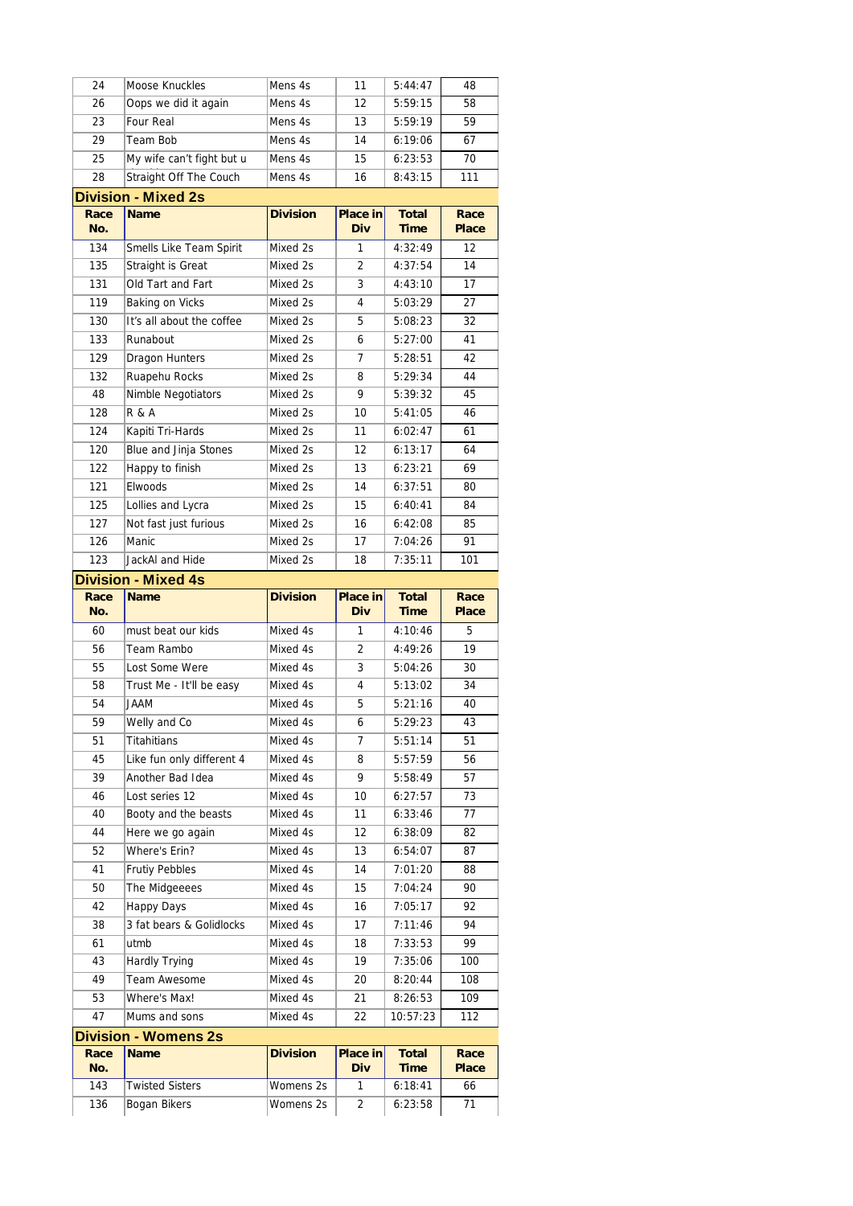| Race No. | Name | Division | Place in Div | Total Time | Race Place |
|---|---|---|---|---|---|
| 24 | Moose Knuckles | Mens 4s | 11 | 5:44:47 | 48 |
| 26 | Oops we did it again | Mens 4s | 12 | 5:59:15 | 58 |
| 23 | Four Real | Mens 4s | 13 | 5:59:19 | 59 |
| 29 | Team Bob | Mens 4s | 14 | 6:19:06 | 67 |
| 25 | My wife can't fight but u | Mens 4s | 15 | 6:23:53 | 70 |
| 28 | Straight Off The Couch | Mens 4s | 16 | 8:43:15 | 111 |

## Division - Mixed 2s

| Race No. | Name | Division | Place in Div | Total Time | Race Place |
|---|---|---|---|---|---|
| 134 | Smells Like Team Spirit | Mixed 2s | 1 | 4:32:49 | 12 |
| 135 | Straight is Great | Mixed 2s | 2 | 4:37:54 | 14 |
| 131 | Old Tart and Fart | Mixed 2s | 3 | 4:43:10 | 17 |
| 119 | Baking on Vicks | Mixed 2s | 4 | 5:03:29 | 27 |
| 130 | It's all about the coffee | Mixed 2s | 5 | 5:08:23 | 32 |
| 133 | Runabout | Mixed 2s | 6 | 5:27:00 | 41 |
| 129 | Dragon Hunters | Mixed 2s | 7 | 5:28:51 | 42 |
| 132 | Ruapehu Rocks | Mixed 2s | 8 | 5:29:34 | 44 |
| 48 | Nimble Negotiators | Mixed 2s | 9 | 5:39:32 | 45 |
| 128 | R & A | Mixed 2s | 10 | 5:41:05 | 46 |
| 124 | Kapiti Tri-Hards | Mixed 2s | 11 | 6:02:47 | 61 |
| 120 | Blue and Jinja Stones | Mixed 2s | 12 | 6:13:17 | 64 |
| 122 | Happy to finish | Mixed 2s | 13 | 6:23:21 | 69 |
| 121 | Elwoods | Mixed 2s | 14 | 6:37:51 | 80 |
| 125 | Lollies and Lycra | Mixed 2s | 15 | 6:40:41 | 84 |
| 127 | Not fast just furious | Mixed 2s | 16 | 6:42:08 | 85 |
| 126 | Manic | Mixed 2s | 17 | 7:04:26 | 91 |
| 123 | JackAl and Hide | Mixed 2s | 18 | 7:35:11 | 101 |

## Division - Mixed 4s

| Race No. | Name | Division | Place in Div | Total Time | Race Place |
|---|---|---|---|---|---|
| 60 | must beat our kids | Mixed 4s | 1 | 4:10:46 | 5 |
| 56 | Team Rambo | Mixed 4s | 2 | 4:49:26 | 19 |
| 55 | Lost Some Were | Mixed 4s | 3 | 5:04:26 | 30 |
| 58 | Trust Me - It'll be easy | Mixed 4s | 4 | 5:13:02 | 34 |
| 54 | JAAM | Mixed 4s | 5 | 5:21:16 | 40 |
| 59 | Welly and Co | Mixed 4s | 6 | 5:29:23 | 43 |
| 51 | Titahitians | Mixed 4s | 7 | 5:51:14 | 51 |
| 45 | Like fun only different 4 | Mixed 4s | 8 | 5:57:59 | 56 |
| 39 | Another Bad Idea | Mixed 4s | 9 | 5:58:49 | 57 |
| 46 | Lost series 12 | Mixed 4s | 10 | 6:27:57 | 73 |
| 40 | Booty and the beasts | Mixed 4s | 11 | 6:33:46 | 77 |
| 44 | Here we go again | Mixed 4s | 12 | 6:38:09 | 82 |
| 52 | Where's Erin? | Mixed 4s | 13 | 6:54:07 | 87 |
| 41 | Frutiy Pebbles | Mixed 4s | 14 | 7:01:20 | 88 |
| 50 | The Midgeeees | Mixed 4s | 15 | 7:04:24 | 90 |
| 42 | Happy Days | Mixed 4s | 16 | 7:05:17 | 92 |
| 38 | 3 fat bears & Golidlocks | Mixed 4s | 17 | 7:11:46 | 94 |
| 61 | utmb | Mixed 4s | 18 | 7:33:53 | 99 |
| 43 | Hardly Trying | Mixed 4s | 19 | 7:35:06 | 100 |
| 49 | Team Awesome | Mixed 4s | 20 | 8:20:44 | 108 |
| 53 | Where's Max! | Mixed 4s | 21 | 8:26:53 | 109 |
| 47 | Mums and sons | Mixed 4s | 22 | 10:57:23 | 112 |

## Division - Womens 2s

| Race No. | Name | Division | Place in Div | Total Time | Race Place |
|---|---|---|---|---|---|
| 143 | Twisted Sisters | Womens 2s | 1 | 6:18:41 | 66 |
| 136 | Bogan Bikers | Womens 2s | 2 | 6:23:58 | 71 |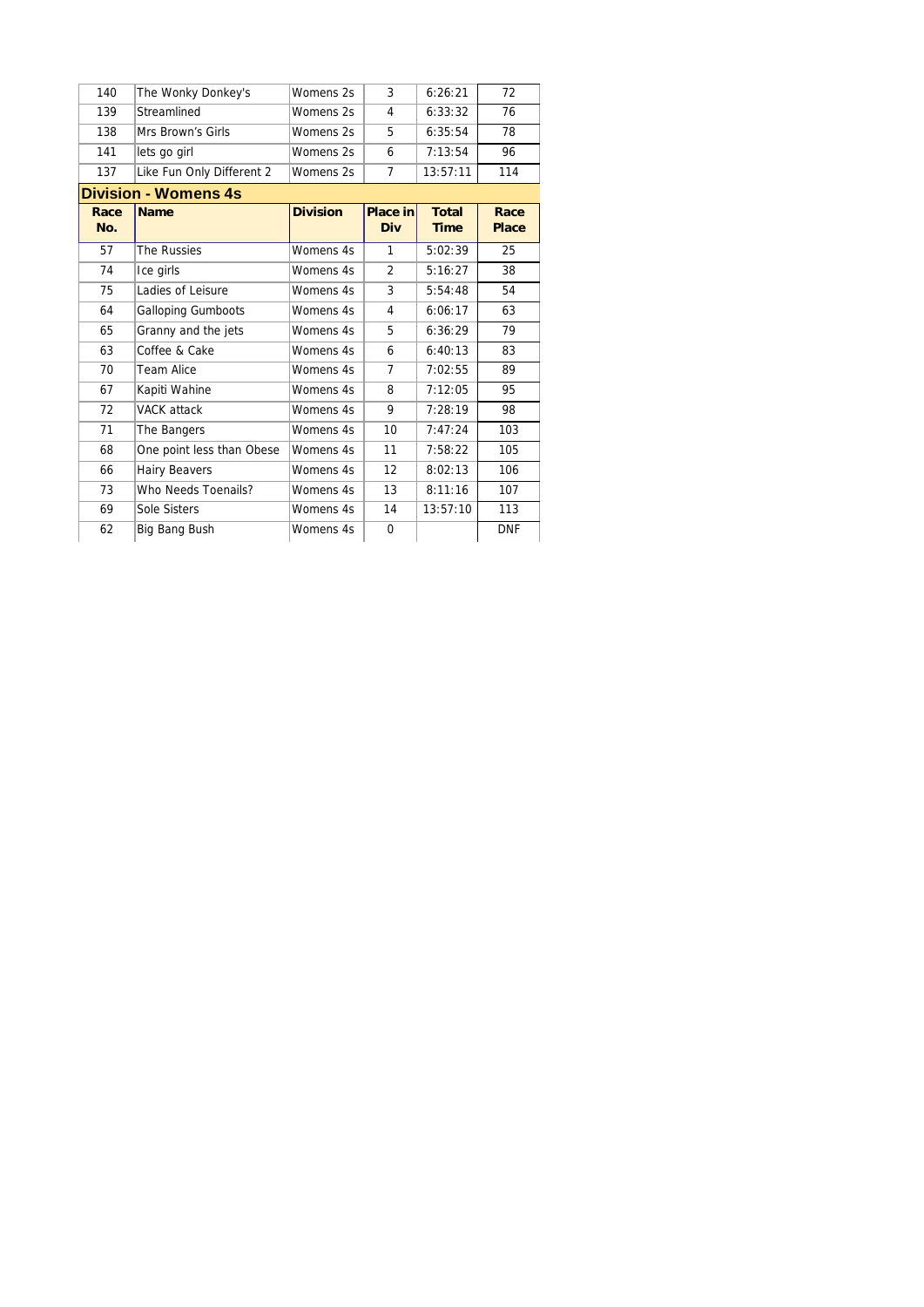| | | | | | |
|---|---|---|---|---|---|
| 140 | The Wonky Donkey's | Womens 2s | 3 | 6:26:21 | 72 |
| 139 | Streamlined | Womens 2s | 4 | 6:33:32 | 76 |
| 138 | Mrs Brown's Girls | Womens 2s | 5 | 6:35:54 | 78 |
| 141 | lets go girl | Womens 2s | 6 | 7:13:54 | 96 |
| 137 | Like Fun Only Different 2 | Womens 2s | 7 | 13:57:11 | 114 |

## Division - Womens 4s

| Race No. | Name | Division | Place in Div | Total Time | Race Place |
|---|---|---|---|---|---|
| 57 | The Russies | Womens 4s | 1 | 5:02:39 | 25 |
| 74 | Ice girls | Womens 4s | 2 | 5:16:27 | 38 |
| 75 | Ladies of Leisure | Womens 4s | 3 | 5:54:48 | 54 |
| 64 | Galloping Gumboots | Womens 4s | 4 | 6:06:17 | 63 |
| 65 | Granny and the jets | Womens 4s | 5 | 6:36:29 | 79 |
| 63 | Coffee & Cake | Womens 4s | 6 | 6:40:13 | 83 |
| 70 | Team Alice | Womens 4s | 7 | 7:02:55 | 89 |
| 67 | Kapiti Wahine | Womens 4s | 8 | 7:12:05 | 95 |
| 72 | VACK attack | Womens 4s | 9 | 7:28:19 | 98 |
| 71 | The Bangers | Womens 4s | 10 | 7:47:24 | 103 |
| 68 | One point less than Obese | Womens 4s | 11 | 7:58:22 | 105 |
| 66 | Hairy Beavers | Womens 4s | 12 | 8:02:13 | 106 |
| 73 | Who Needs Toenails? | Womens 4s | 13 | 8:11:16 | 107 |
| 69 | Sole Sisters | Womens 4s | 14 | 13:57:10 | 113 |
| 62 | Big Bang Bush | Womens 4s | 0 | | DNF |